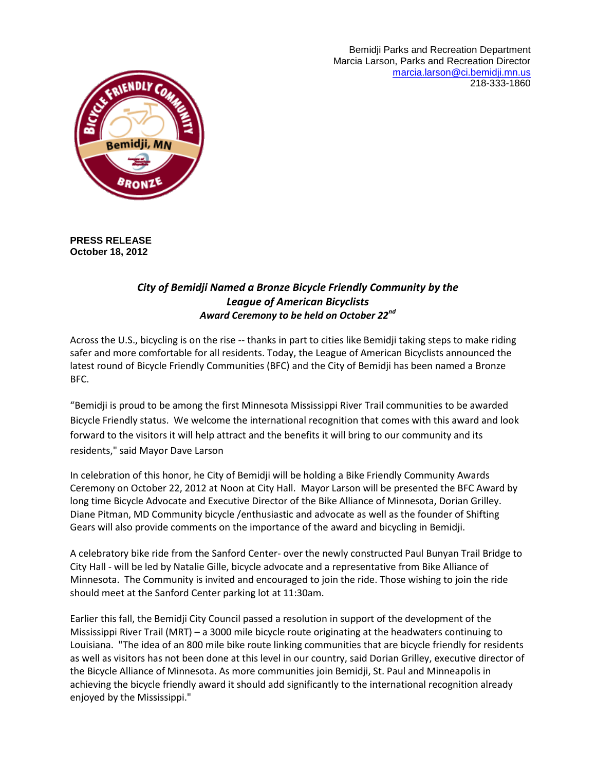Bemidji Parks and Recreation Department
Marcia Larson, Parks and Recreation Director
marcia.larson@ci.bemidji.mn.us
218-333-1860

**PRESS RELEASE**
**October 18, 2012**

***City of Bemidji Named a Bronze Bicycle Friendly Community by the League of American Bicyclists***
***Award Ceremony to be held on October 22nd***

Across the U.S., bicycling is on the rise -- thanks in part to cities like Bemidji taking steps to make riding safer and more comfortable for all residents. Today, the League of American Bicyclists announced the latest round of Bicycle Friendly Communities (BFC) and the City of Bemidji has been named a Bronze BFC.

"Bemidji is proud to be among the first Minnesota Mississippi River Trail communities to be awarded Bicycle Friendly status. We welcome the international recognition that comes with this award and look forward to the visitors it will help attract and the benefits it will bring to our community and its residents," said Mayor Dave Larson

In celebration of this honor, he City of Bemidji will be holding a Bike Friendly Community Awards Ceremony on October 22, 2012 at Noon at City Hall. Mayor Larson will be presented the BFC Award by long time Bicycle Advocate and Executive Director of the Bike Alliance of Minnesota, Dorian Grilley. Diane Pitman, MD Community bicycle /enthusiastic and advocate as well as the founder of Shifting Gears will also provide comments on the importance of the award and bicycling in Bemidji.

A celebratory bike ride from the Sanford Center- over the newly constructed Paul Bunyan Trail Bridge to City Hall - will be led by Natalie Gille, bicycle advocate and a representative from Bike Alliance of Minnesota. The Community is invited and encouraged to join the ride. Those wishing to join the ride should meet at the Sanford Center parking lot at 11:30am.

Earlier this fall, the Bemidji City Council passed a resolution in support of the development of the Mississippi River Trail (MRT) – a 3000 mile bicycle route originating at the headwaters continuing to Louisiana. "The idea of an 800 mile bike route linking communities that are bicycle friendly for residents as well as visitors has not been done at this level in our country, said Dorian Grilley, executive director of the Bicycle Alliance of Minnesota. As more communities join Bemidji, St. Paul and Minneapolis in achieving the bicycle friendly award it should add significantly to the international recognition already enjoyed by the Mississippi."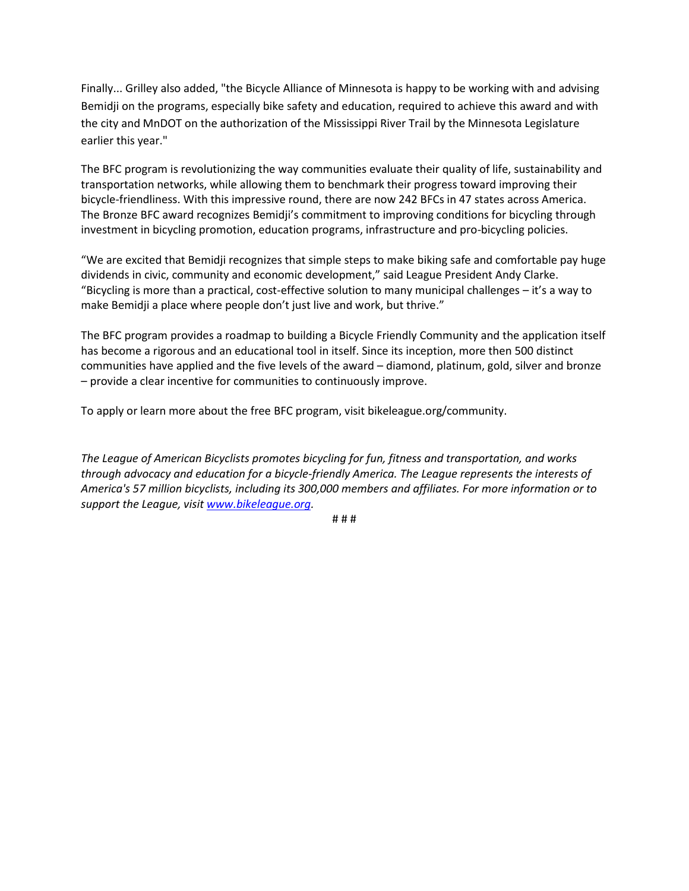Finally... Grilley also added, "the Bicycle Alliance of Minnesota is happy to be working with and advising Bemidji on the programs, especially bike safety and education, required to achieve this award and with the city and MnDOT on the authorization of the Mississippi River Trail by the Minnesota Legislature earlier this year."

The BFC program is revolutionizing the way communities evaluate their quality of life, sustainability and transportation networks, while allowing them to benchmark their progress toward improving their bicycle-friendliness. With this impressive round, there are now 242 BFCs in 47 states across America. The Bronze BFC award recognizes Bemidji's commitment to improving conditions for bicycling through investment in bicycling promotion, education programs, infrastructure and pro-bicycling policies.

"We are excited that Bemidji recognizes that simple steps to make biking safe and comfortable pay huge dividends in civic, community and economic development," said League President Andy Clarke. "Bicycling is more than a practical, cost-effective solution to many municipal challenges – it's a way to make Bemidji a place where people don't just live and work, but thrive."

The BFC program provides a roadmap to building a Bicycle Friendly Community and the application itself has become a rigorous and an educational tool in itself. Since its inception, more then 500 distinct communities have applied and the five levels of the award – diamond, platinum, gold, silver and bronze – provide a clear incentive for communities to continuously improve.

To apply or learn more about the free BFC program, visit bikeleague.org/community.

*The League of American Bicyclists promotes bicycling for fun, fitness and transportation, and works through advocacy and education for a bicycle-friendly America. The League represents the interests of America's 57 million bicyclists, including its 300,000 members and affiliates. For more information or to support the League, visit [www.bikeleague.org](www.bikeleague.org).*

# # #